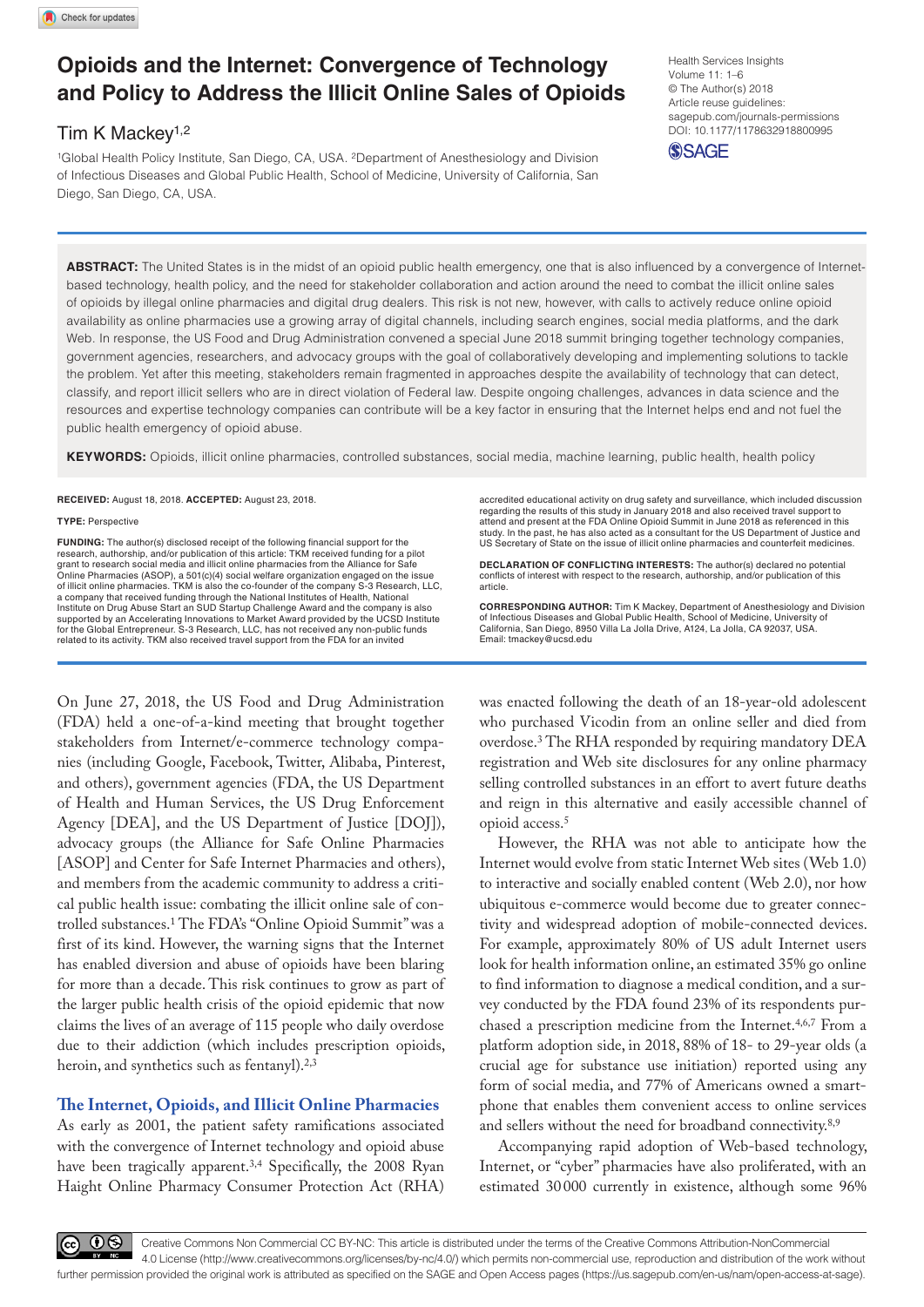# Opioids and the Internet: Convergence of Technology and Policy to Address the Illicit Online Sales of Opioids

Tim K Mackey[1,2]

[1]Global Health Policy Institute, San Diego, CA, USA. [2]Department of Anesthesiology and Division of Infectious Diseases and Global Public Health, School of Medicine, University of California, San Diego, San Diego, CA, USA.

Health Services Insights
Volume 11: 1–6
© The Author(s) 2018
Article reuse guidelines: sagepub.com/journals-permissions
DOI: 10.1177/1178632918800995

**ABSTRACT:** The United States is in the midst of an opioid public health emergency, one that is also influenced by a convergence of Internet-based technology, health policy, and the need for stakeholder collaboration and action around the need to combat the illicit online sales of opioids by illegal online pharmacies and digital drug dealers. This risk is not new, however, with calls to actively reduce online opioid availability as online pharmacies use a growing array of digital channels, including search engines, social media platforms, and the dark Web. In response, the US Food and Drug Administration convened a special June 2018 summit bringing together technology companies, government agencies, researchers, and advocacy groups with the goal of collaboratively developing and implementing solutions to tackle the problem. Yet after this meeting, stakeholders remain fragmented in approaches despite the availability of technology that can detect, classify, and report illicit sellers who are in direct violation of Federal law. Despite ongoing challenges, advances in data science and the resources and expertise technology companies can contribute will be a key factor in ensuring that the Internet helps end and not fuel the public health emergency of opioid abuse.

**KEYWORDS:** Opioids, illicit online pharmacies, controlled substances, social media, machine learning, public health, health policy

**RECEIVED:** August 18, 2018. **ACCEPTED:** August 23, 2018.

**TYPE:** Perspective

**FUNDING:** The author(s) disclosed receipt of the following financial support for the research, authorship, and/or publication of this article: TKM received funding for a pilot grant to research social media and illicit online pharmacies from the Alliance for Safe Online Pharmacies (ASOP), a 501(c)(4) social welfare organization engaged on the issue of illicit online pharmacies. TKM is also the co-founder of the company S-3 Research, LLC, a company that received funding through the National Institutes of Health, National Institute on Drug Abuse Start an SUD Startup Challenge Award and the company is also supported by an Accelerating Innovations to Market Award provided by the UCSD Institute for the Global Entrepreneur. S-3 Research, LLC, has not received any non-public funds related to its activity. TKM also received travel support from the FDA for an invited accredited educational activity on drug safety and surveillance, which included discussion regarding the results of this study in January 2018 and also received travel support to attend and present at the FDA Online Opioid Summit in June 2018 as referenced in this study. In the past, he has also acted as a consultant for the US Department of Justice and US Secretary of State on the issue of illicit online pharmacies and counterfeit medicines.

**DECLARATION OF CONFLICTING INTERESTS:** The author(s) declared no potential conflicts of interest with respect to the research, authorship, and/or publication of this article.

**CORRESPONDING AUTHOR:** Tim K Mackey, Department of Anesthesiology and Division of Infectious Diseases and Global Public Health, School of Medicine, University of California, San Diego, 8950 Villa La Jolla Drive, A124, La Jolla, CA 92037, USA. Email: tmackey@ucsd.edu

On June 27, 2018, the US Food and Drug Administration (FDA) held a one-of-a-kind meeting that brought together stakeholders from Internet/e-commerce technology companies (including Google, Facebook, Twitter, Alibaba, Pinterest, and others), government agencies (FDA, the US Department of Health and Human Services, the US Drug Enforcement Agency [DEA], and the US Department of Justice [DOJ]), advocacy groups (the Alliance for Safe Online Pharmacies [ASOP] and Center for Safe Internet Pharmacies and others), and members from the academic community to address a critical public health issue: combating the illicit online sale of controlled substances.[1] The FDA's "Online Opioid Summit" was a first of its kind. However, the warning signs that the Internet has enabled diversion and abuse of opioids have been blaring for more than a decade. This risk continues to grow as part of the larger public health crisis of the opioid epidemic that now claims the lives of an average of 115 people who daily overdose due to their addiction (which includes prescription opioids, heroin, and synthetics such as fentanyl).[2,3]

## The Internet, Opioids, and Illicit Online Pharmacies

As early as 2001, the patient safety ramifications associated with the convergence of Internet technology and opioid abuse have been tragically apparent.[3,4] Specifically, the 2008 Ryan Haight Online Pharmacy Consumer Protection Act (RHA) was enacted following the death of an 18-year-old adolescent who purchased Vicodin from an online seller and died from overdose.[3] The RHA responded by requiring mandatory DEA registration and Web site disclosures for any online pharmacy selling controlled substances in an effort to avert future deaths and reign in this alternative and easily accessible channel of opioid access.[5]

However, the RHA was not able to anticipate how the Internet would evolve from static Internet Web sites (Web 1.0) to interactive and socially enabled content (Web 2.0), nor how ubiquitous e-commerce would become due to greater connectivity and widespread adoption of mobile-connected devices. For example, approximately 80% of US adult Internet users look for health information online, an estimated 35% go online to find information to diagnose a medical condition, and a survey conducted by the FDA found 23% of its respondents purchased a prescription medicine from the Internet.[4,6,7] From a platform adoption side, in 2018, 88% of 18- to 29-year olds (a crucial age for substance use initiation) reported using any form of social media, and 77% of Americans owned a smartphone that enables them convenient access to online services and sellers without the need for broadband connectivity.[8,9]

Accompanying rapid adoption of Web-based technology, Internet, or "cyber" pharmacies have also proliferated, with an estimated 30 000 currently in existence, although some 96%

Creative Commons Non Commercial CC BY-NC: This article is distributed under the terms of the Creative Commons Attribution-NonCommercial 4.0 License (http://www.creativecommons.org/licenses/by-nc/4.0/) which permits non-commercial use, reproduction and distribution of the work without further permission provided the original work is attributed as specified on the SAGE and Open Access pages (https://us.sagepub.com/en-us/nam/open-access-at-sage).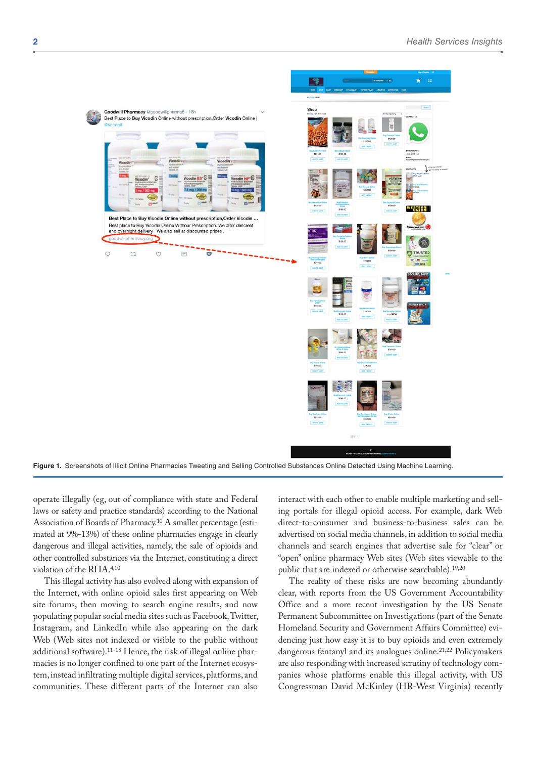Figure 1. Screenshots of Illicit Online Pharmacies Tweeting and Selling Controlled Substances Online Detected Using Machine Learning.

operate illegally (eg, out of compliance with state and Federal laws or safety and practice standards) according to the National Association of Boards of Pharmacy.[10] A smaller percentage (estimated at 9%-13%) of these online pharmacies engage in clearly dangerous and illegal activities, namely, the sale of opioids and other controlled substances via the Internet, constituting a direct violation of the RHA.[4,10]

This illegal activity has also evolved along with expansion of the Internet, with online opioid sales first appearing on Web site forums, then moving to search engine results, and now populating popular social media sites such as Facebook, Twitter, Instagram, and LinkedIn while also appearing on the dark Web (Web sites not indexed or visible to the public without additional software).[11-18] Hence, the risk of illegal online pharmacies is no longer confined to one part of the Internet ecosystem, instead infiltrating multiple digital services, platforms, and communities. These different parts of the Internet can also interact with each other to enable multiple marketing and selling portals for illegal opioid access. For example, dark Web direct-to-consumer and business-to-business sales can be advertised on social media channels, in addition to social media channels and search engines that advertise sale for "clear" or "open" online pharmacy Web sites (Web sites viewable to the public that are indexed or otherwise searchable).[19,20]

The reality of these risks are now becoming abundantly clear, with reports from the US Government Accountability Office and a more recent investigation by the US Senate Permanent Subcommittee on Investigations (part of the Senate Homeland Security and Government Affairs Committee) evidencing just how easy it is to buy opioids and even extremely dangerous fentanyl and its analogues online.[21,22] Policymakers are also responding with increased scrutiny of technology companies whose platforms enable this illegal activity, with US Congressman David McKinley (HR-West Virginia) recently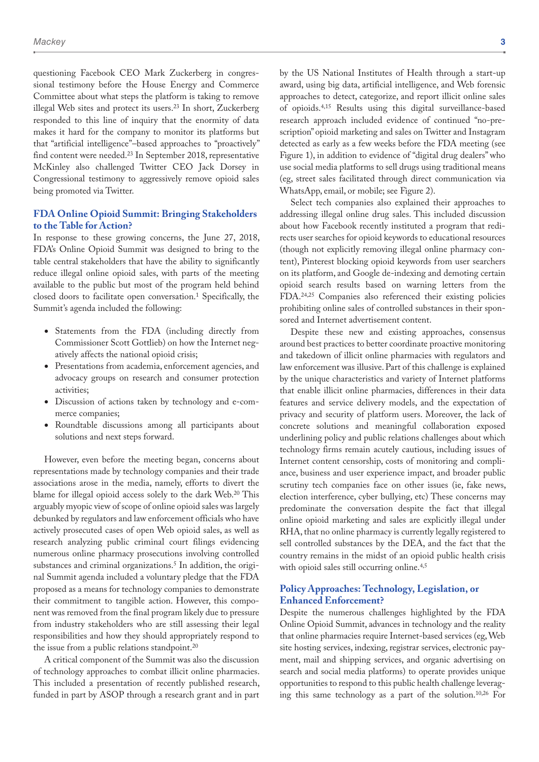questioning Facebook CEO Mark Zuckerberg in congressional testimony before the House Energy and Commerce Committee about what steps the platform is taking to remove illegal Web sites and protect its users.[23] In short, Zuckerberg responded to this line of inquiry that the enormity of data makes it hard for the company to monitor its platforms but that "artificial intelligence"–based approaches to "proactively" find content were needed.[23] In September 2018, representative McKinley also challenged Twitter CEO Jack Dorsey in Congressional testimony to aggressively remove opioid sales being promoted via Twitter.

## FDA Online Opioid Summit: Bringing Stakeholders to the Table for Action?

In response to these growing concerns, the June 27, 2018, FDA's Online Opioid Summit was designed to bring to the table central stakeholders that have the ability to significantly reduce illegal online opioid sales, with parts of the meeting available to the public but most of the program held behind closed doors to facilitate open conversation.[1] Specifically, the Summit's agenda included the following:

- Statements from the FDA (including directly from Commissioner Scott Gottlieb) on how the Internet negatively affects the national opioid crisis;
- Presentations from academia, enforcement agencies, and advocacy groups on research and consumer protection activities;
- Discussion of actions taken by technology and e-commerce companies;
- Roundtable discussions among all participants about solutions and next steps forward.

However, even before the meeting began, concerns about representations made by technology companies and their trade associations arose in the media, namely, efforts to divert the blame for illegal opioid access solely to the dark Web.[20] This arguably myopic view of scope of online opioid sales was largely debunked by regulators and law enforcement officials who have actively prosecuted cases of open Web opioid sales, as well as research analyzing public criminal court filings evidencing numerous online pharmacy prosecutions involving controlled substances and criminal organizations.[5] In addition, the original Summit agenda included a voluntary pledge that the FDA proposed as a means for technology companies to demonstrate their commitment to tangible action. However, this component was removed from the final program likely due to pressure from industry stakeholders who are still assessing their legal responsibilities and how they should appropriately respond to the issue from a public relations standpoint.[20]

A critical component of the Summit was also the discussion of technology approaches to combat illicit online pharmacies. This included a presentation of recently published research, funded in part by ASOP through a research grant and in part by the US National Institutes of Health through a start-up award, using big data, artificial intelligence, and Web forensic approaches to detect, categorize, and report illicit online sales of opioids.[4,15] Results using this digital surveillance-based research approach included evidence of continued "no-prescription" opioid marketing and sales on Twitter and Instagram detected as early as a few weeks before the FDA meeting (see Figure 1), in addition to evidence of "digital drug dealers" who use social media platforms to sell drugs using traditional means (eg, street sales facilitated through direct communication via WhatsApp, email, or mobile; see Figure 2).

Select tech companies also explained their approaches to addressing illegal online drug sales. This included discussion about how Facebook recently instituted a program that redirects user searches for opioid keywords to educational resources (though not explicitly removing illegal online pharmacy content), Pinterest blocking opioid keywords from user searchers on its platform, and Google de-indexing and demoting certain opioid search results based on warning letters from the FDA.[24,25] Companies also referenced their existing policies prohibiting online sales of controlled substances in their sponsored and Internet advertisement content.

Despite these new and existing approaches, consensus around best practices to better coordinate proactive monitoring and takedown of illicit online pharmacies with regulators and law enforcement was illusive. Part of this challenge is explained by the unique characteristics and variety of Internet platforms that enable illicit online pharmacies, differences in their data features and service delivery models, and the expectation of privacy and security of platform users. Moreover, the lack of concrete solutions and meaningful collaboration exposed underlining policy and public relations challenges about which technology firms remain acutely cautious, including issues of Internet content censorship, costs of monitoring and compliance, business and user experience impact, and broader public scrutiny tech companies face on other issues (ie, fake news, election interference, cyber bullying, etc) These concerns may predominate the conversation despite the fact that illegal online opioid marketing and sales are explicitly illegal under RHA, that no online pharmacy is currently legally registered to sell controlled substances by the DEA, and the fact that the country remains in the midst of an opioid public health crisis with opioid sales still occurring online.[4,5]

## Policy Approaches: Technology, Legislation, or Enhanced Enforcement?

Despite the numerous challenges highlighted by the FDA Online Opioid Summit, advances in technology and the reality that online pharmacies require Internet-based services (eg, Web site hosting services, indexing, registrar services, electronic payment, mail and shipping services, and organic advertising on search and social media platforms) to operate provides unique opportunities to respond to this public health challenge leveraging this same technology as a part of the solution.[10,26] For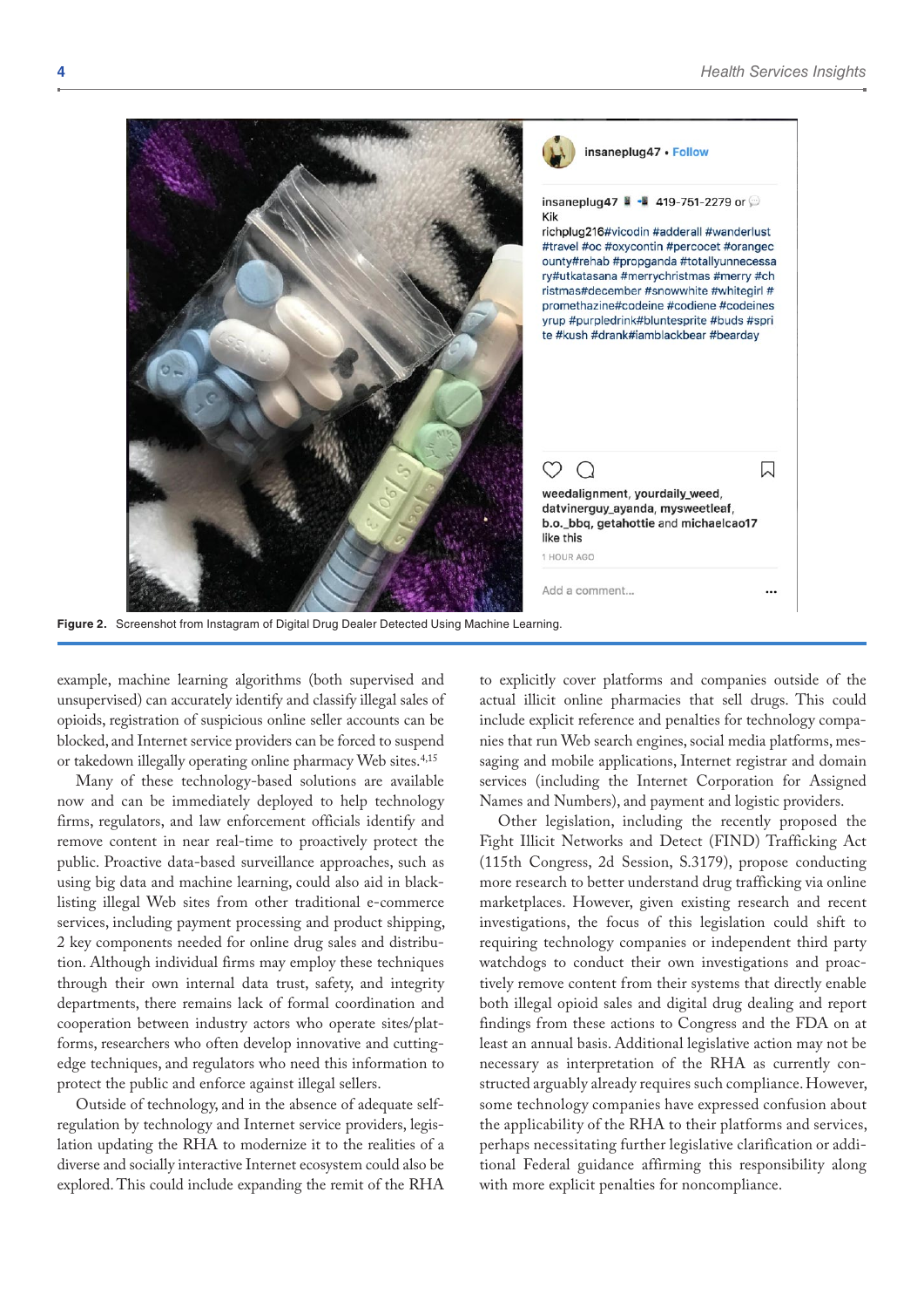Figure 2. Screenshot from Instagram of Digital Drug Dealer Detected Using Machine Learning.

example, machine learning algorithms (both supervised and unsupervised) can accurately identify and classify illegal sales of opioids, registration of suspicious online seller accounts can be blocked, and Internet service providers can be forced to suspend or takedown illegally operating online pharmacy Web sites.[4,15]

Many of these technology-based solutions are available now and can be immediately deployed to help technology firms, regulators, and law enforcement officials identify and remove content in near real-time to proactively protect the public. Proactive data-based surveillance approaches, such as using big data and machine learning, could also aid in blacklisting illegal Web sites from other traditional e-commerce services, including payment processing and product shipping, 2 key components needed for online drug sales and distribution. Although individual firms may employ these techniques through their own internal data trust, safety, and integrity departments, there remains lack of formal coordination and cooperation between industry actors who operate sites/platforms, researchers who often develop innovative and cutting-edge techniques, and regulators who need this information to protect the public and enforce against illegal sellers.

Outside of technology, and in the absence of adequate self-regulation by technology and Internet service providers, legislation updating the RHA to modernize it to the realities of a diverse and socially interactive Internet ecosystem could also be explored. This could include expanding the remit of the RHA to explicitly cover platforms and companies outside of the actual illicit online pharmacies that sell drugs. This could include explicit reference and penalties for technology companies that run Web search engines, social media platforms, messaging and mobile applications, Internet registrar and domain services (including the Internet Corporation for Assigned Names and Numbers), and payment and logistic providers.

Other legislation, including the recently proposed the Fight Illicit Networks and Detect (FIND) Trafficking Act (115th Congress, 2d Session, S.3179), propose conducting more research to better understand drug trafficking via online marketplaces. However, given existing research and recent investigations, the focus of this legislation could shift to requiring technology companies or independent third party watchdogs to conduct their own investigations and proactively remove content from their systems that directly enable both illegal opioid sales and digital drug dealing and report findings from these actions to Congress and the FDA on at least an annual basis. Additional legislative action may not be necessary as interpretation of the RHA as currently constructed arguably already requires such compliance. However, some technology companies have expressed confusion about the applicability of the RHA to their platforms and services, perhaps necessitating further legislative clarification or additional Federal guidance affirming this responsibility along with more explicit penalties for noncompliance.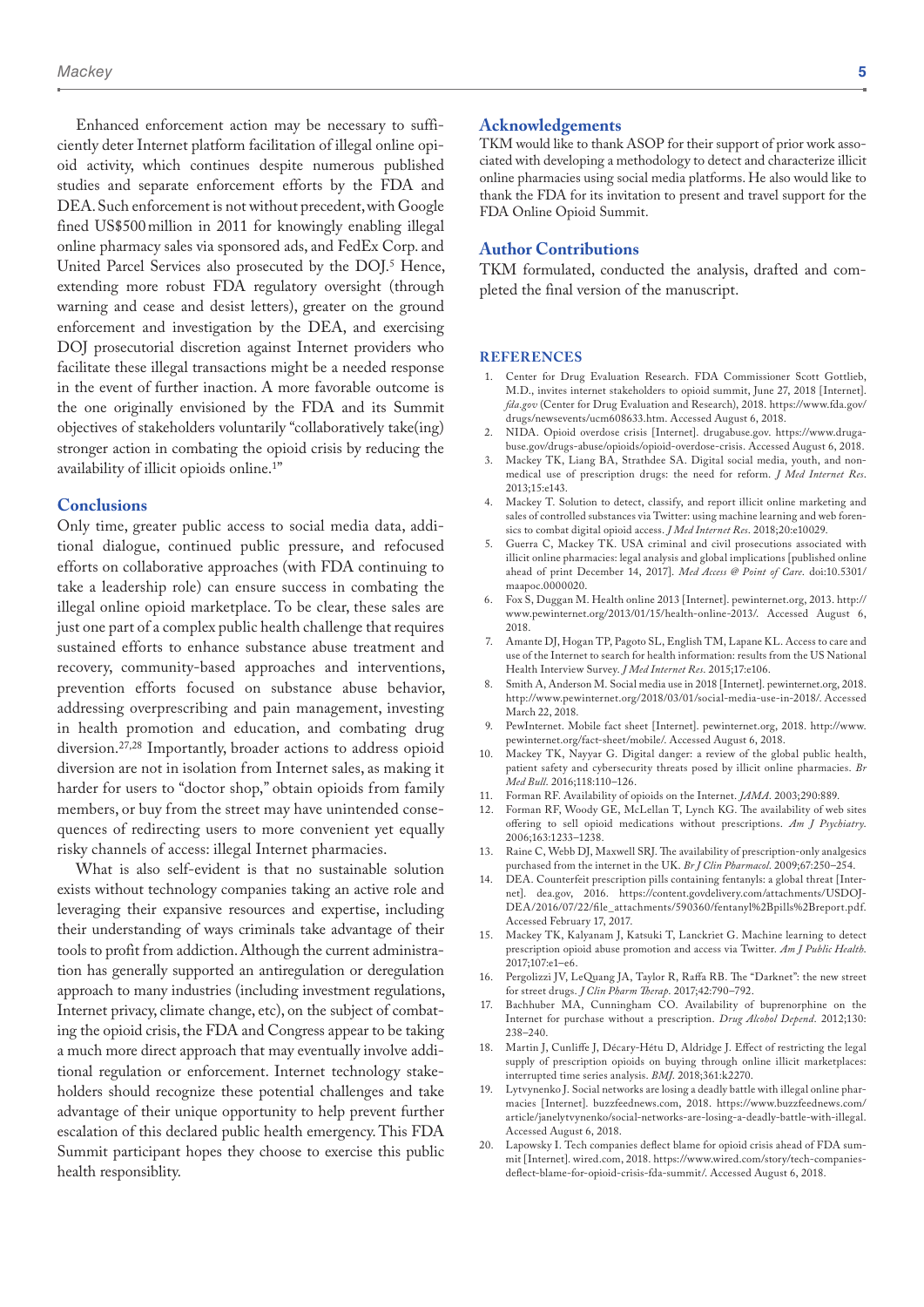Enhanced enforcement action may be necessary to sufficiently deter Internet platform facilitation of illegal online opioid activity, which continues despite numerous published studies and separate enforcement efforts by the FDA and DEA. Such enforcement is not without precedent, with Google fined US$500 million in 2011 for knowingly enabling illegal online pharmacy sales via sponsored ads, and FedEx Corp. and United Parcel Services also prosecuted by the DOJ.[5] Hence, extending more robust FDA regulatory oversight (through warning and cease and desist letters), greater on the ground enforcement and investigation by the DEA, and exercising DOJ prosecutorial discretion against Internet providers who facilitate these illegal transactions might be a needed response in the event of further inaction. A more favorable outcome is the one originally envisioned by the FDA and its Summit objectives of stakeholders voluntarily "collaboratively take(ing) stronger action in combating the opioid crisis by reducing the availability of illicit opioids online.[1]"

## Conclusions

Only time, greater public access to social media data, additional dialogue, continued public pressure, and refocused efforts on collaborative approaches (with FDA continuing to take a leadership role) can ensure success in combating the illegal online opioid marketplace. To be clear, these sales are just one part of a complex public health challenge that requires sustained efforts to enhance substance abuse treatment and recovery, community-based approaches and interventions, prevention efforts focused on substance abuse behavior, addressing overprescribing and pain management, investing in health promotion and education, and combating drug diversion.[27,28] Importantly, broader actions to address opioid diversion are not in isolation from Internet sales, as making it harder for users to "doctor shop," obtain opioids from family members, or buy from the street may have unintended consequences of redirecting users to more convenient yet equally risky channels of access: illegal Internet pharmacies.

What is also self-evident is that no sustainable solution exists without technology companies taking an active role and leveraging their expansive resources and expertise, including their understanding of ways criminals take advantage of their tools to profit from addiction. Although the current administration has generally supported an antiregulation or deregulation approach to many industries (including investment regulations, Internet privacy, climate change, etc), on the subject of combating the opioid crisis, the FDA and Congress appear to be taking a much more direct approach that may eventually involve additional regulation or enforcement. Internet technology stakeholders should recognize these potential challenges and take advantage of their unique opportunity to help prevent further escalation of this declared public health emergency. This FDA Summit participant hopes they choose to exercise this public health responsiblity.

## Acknowledgements

TKM would like to thank ASOP for their support of prior work associated with developing a methodology to detect and characterize illicit online pharmacies using social media platforms. He also would like to thank the FDA for its invitation to present and travel support for the FDA Online Opioid Summit.

## Author Contributions

TKM formulated, conducted the analysis, drafted and completed the final version of the manuscript.

## REFERENCES

1. Center for Drug Evaluation Research. FDA Commissioner Scott Gottlieb, M.D., invites internet stakeholders to opioid summit, June 27, 2018 [Internet]. *fda.gov* (Center for Drug Evaluation and Research), 2018. https://www.fda.gov/drugs/newsevents/ucm608633.htm. Accessed August 6, 2018.
2. NIDA. Opioid overdose crisis [Internet]. drugabuse.gov. https://www.drugabuse.gov/drugs-abuse/opioids/opioid-overdose-crisis. Accessed August 6, 2018.
3. Mackey TK, Liang BA, Strathdee SA. Digital social media, youth, and nonmedical use of prescription drugs: the need for reform. *J Med Internet Res*. 2013;15:e143.
4. Mackey T. Solution to detect, classify, and report illicit online marketing and sales of controlled substances via Twitter: using machine learning and web forensics to combat digital opioid access. *J Med Internet Res*. 2018;20:e10029.
5. Guerra C, Mackey TK. USA criminal and civil prosecutions associated with illicit online pharmacies: legal analysis and global implications [published online ahead of print December 14, 2017]. *Med Access @ Point of Care*. doi:10.5301/maapoc.0000020.
6. Fox S, Duggan M. Health online 2013 [Internet]. pewinternet.org, 2013. http://www.pewinternet.org/2013/01/15/health-online-2013/. Accessed August 6, 2018.
7. Amante DJ, Hogan TP, Pagoto SL, English TM, Lapane KL. Access to care and use of the Internet to search for health information: results from the US National Health Interview Survey. *J Med Internet Res*. 2015;17:e106.
8. Smith A, Anderson M. Social media use in 2018 [Internet]. pewinternet.org, 2018. http://www.pewinternet.org/2018/03/01/social-media-use-in-2018/. Accessed March 22, 2018.
9. PewInternet. Mobile fact sheet [Internet]. pewinternet.org, 2018. http://www.pewinternet.org/fact-sheet/mobile/. Accessed August 6, 2018.
10. Mackey TK, Nayyar G. Digital danger: a review of the global public health, patient safety and cybersecurity threats posed by illicit online pharmacies. *Br Med Bull*. 2016;118:110–126.
11. Forman RF. Availability of opioids on the Internet. *JAMA*. 2003;290:889.
12. Forman RF, Woody GE, McLellan T, Lynch KG. The availability of web sites offering to sell opioid medications without prescriptions. *Am J Psychiatry*. 2006;163:1233–1238.
13. Raine C, Webb DJ, Maxwell SRJ. The availability of prescription-only analgesics purchased from the internet in the UK. *Br J Clin Pharmacol*. 2009;67:250–254.
14. DEA. Counterfeit prescription pills containing fentanyls: a global threat [Internet]. dea.gov, 2016. https://content.govdelivery.com/attachments/USDOJDEA/2016/07/22/file_attachments/590360/fentanyl%2Bpills%2Breport.pdf. Accessed February 17, 2017.
15. Mackey TK, Kalyanam J, Katsuki T, Lanckriet G. Machine learning to detect prescription opioid abuse promotion and access via Twitter. *Am J Public Health*. 2017;107:e1–e6.
16. Pergolizzi JV, LeQuang JA, Taylor R, Raffa RB. The "Darknet": the new street for street drugs. *J Clin Pharm Therap*. 2017;42:790–792.
17. Bachhuber MA, Cunningham CO. Availability of buprenorphine on the Internet for purchase without a prescription. *Drug Alcohol Depend*. 2012;130:238–240.
18. Martin J, Cunliffe J, Décary-Hétu D, Aldridge J. Effect of restricting the legal supply of prescription opioids on buying through online illicit marketplaces: interrupted time series analysis. *BMJ*. 2018;361:k2270.
19. Lytvynenko J. Social networks are losing a deadly battle with illegal online pharmacies [Internet]. buzzfeednews.com, 2018. https://www.buzzfeednews.com/article/janelytvynenko/social-networks-are-losing-a-deadly-battle-with-illegal. Accessed August 6, 2018.
20. Lapowsky I. Tech companies deflect blame for opioid crisis ahead of FDA summit [Internet]. wired.com, 2018. https://www.wired.com/story/tech-companies-deflect-blame-for-opioid-crisis-fda-summit/. Accessed August 6, 2018.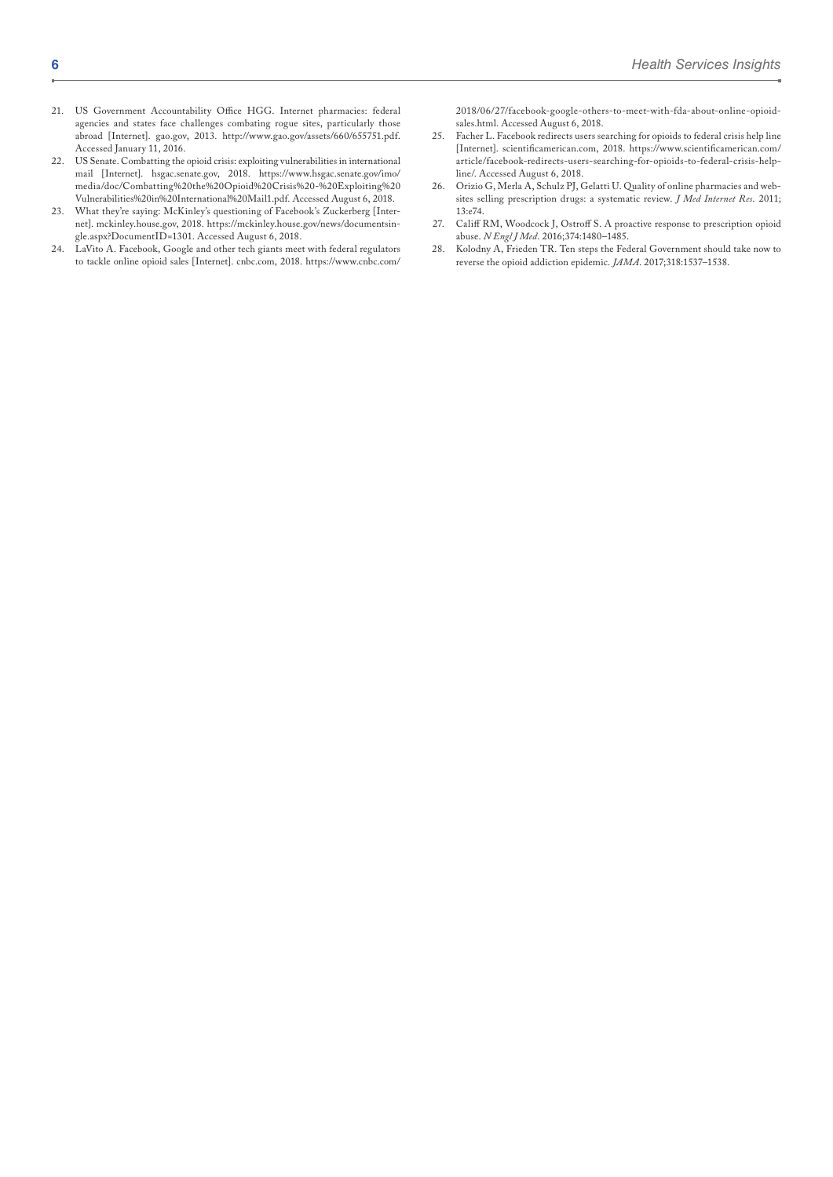21. US Government Accountability Office HGG. Internet pharmacies: federal agencies and states face challenges combating rogue sites, particularly those abroad [Internet]. gao.gov, 2013. http://www.gao.gov/assets/660/655751.pdf. Accessed January 11, 2016.
22. US Senate. Combatting the opioid crisis: exploiting vulnerabilities in international mail [Internet]. hsgac.senate.gov, 2018. https://www.hsgac.senate.gov/imo/media/doc/Combatting%20the%20Opioid%20Crisis%20-%20Exploiting%20Vulnerabilities%20in%20International%20Mail1.pdf. Accessed August 6, 2018.
23. What they're saying: McKinley's questioning of Facebook's Zuckerberg [Internet]. mckinley.house.gov, 2018. https://mckinley.house.gov/news/documentsingle.aspx?DocumentID=1301. Accessed August 6, 2018.
24. LaVito A. Facebook, Google and other tech giants meet with federal regulators to tackle online opioid sales [Internet]. cnbc.com, 2018. https://www.cnbc.com/2018/06/27/facebook-google-others-to-meet-with-fda-about-online-opioid-sales.html. Accessed August 6, 2018.
25. Facher L. Facebook redirects users searching for opioids to federal crisis help line [Internet]. scientificamerican.com, 2018. https://www.scientificamerican.com/article/facebook-redirects-users-searching-for-opioids-to-federal-crisis-help-line/. Accessed August 6, 2018.
26. Orizio G, Merla A, Schulz PJ, Gelatti U. Quality of online pharmacies and websites selling prescription drugs: a systematic review. *J Med Internet Res*. 2011; 13:e74.
27. Califf RM, Woodcock J, Ostroff S. A proactive response to prescription opioid abuse. *N Engl J Med*. 2016;374:1480–1485.
28. Kolodny A, Frieden TR. Ten steps the Federal Government should take now to reverse the opioid addiction epidemic. *JAMA*. 2017;318:1537–1538.